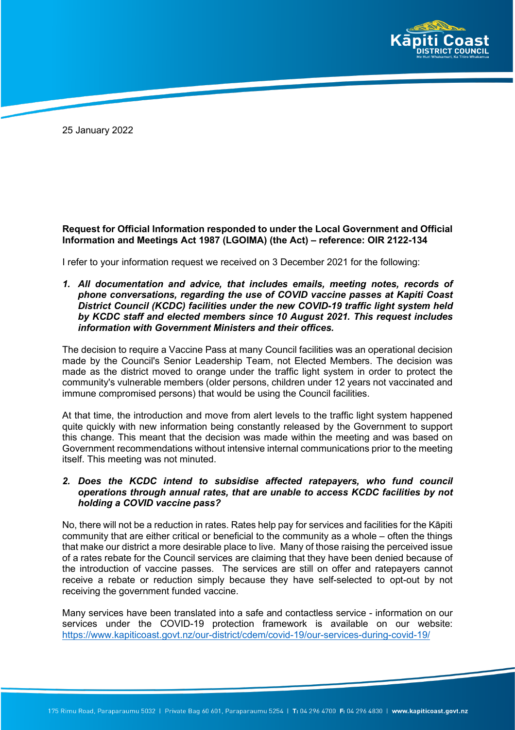25 January 2022

**Request for Official Information responded to under the Local Government and Official Information and Meetings Act 1987 (LGOIMA) (the Act) – reference: OIR 2122-134**

I refer to your information request we received on 3 December 2021 for the following:

1. ***All documentation and advice, that includes emails, meeting notes, records of phone conversations, regarding the use of COVID vaccine passes at Kapiti Coast District Council (KCDC) facilities under the new COVID-19 traffic light system held by KCDC staff and elected members since 10 August 2021. This request includes information with Government Ministers and their offices.***

The decision to require a Vaccine Pass at many Council facilities was an operational decision made by the Council's Senior Leadership Team, not Elected Members. The decision was made as the district moved to orange under the traffic light system in order to protect the community's vulnerable members (older persons, children under 12 years not vaccinated and immune compromised persons) that would be using the Council facilities.

At that time, the introduction and move from alert levels to the traffic light system happened quite quickly with new information being constantly released by the Government to support this change. This meant that the decision was made within the meeting and was based on Government recommendations without intensive internal communications prior to the meeting itself. This meeting was not minuted.

2. ***Does the KCDC intend to subsidise affected ratepayers, who fund council operations through annual rates, that are unable to access KCDC facilities by not holding a COVID vaccine pass?***

No, there will not be a reduction in rates. Rates help pay for services and facilities for the Kāpiti community that are either critical or beneficial to the community as a whole – often the things that make our district a more desirable place to live. Many of those raising the perceived issue of a rates rebate for the Council services are claiming that they have been denied because of the introduction of vaccine passes. The services are still on offer and ratepayers cannot receive a rebate or reduction simply because they have self-selected to opt-out by not receiving the government funded vaccine.

Many services have been translated into a safe and contactless service - information on our services under the COVID-19 protection framework is available on our website: https://www.kapiticoast.govt.nz/our-district/cdem/covid-19/our-services-during-covid-19/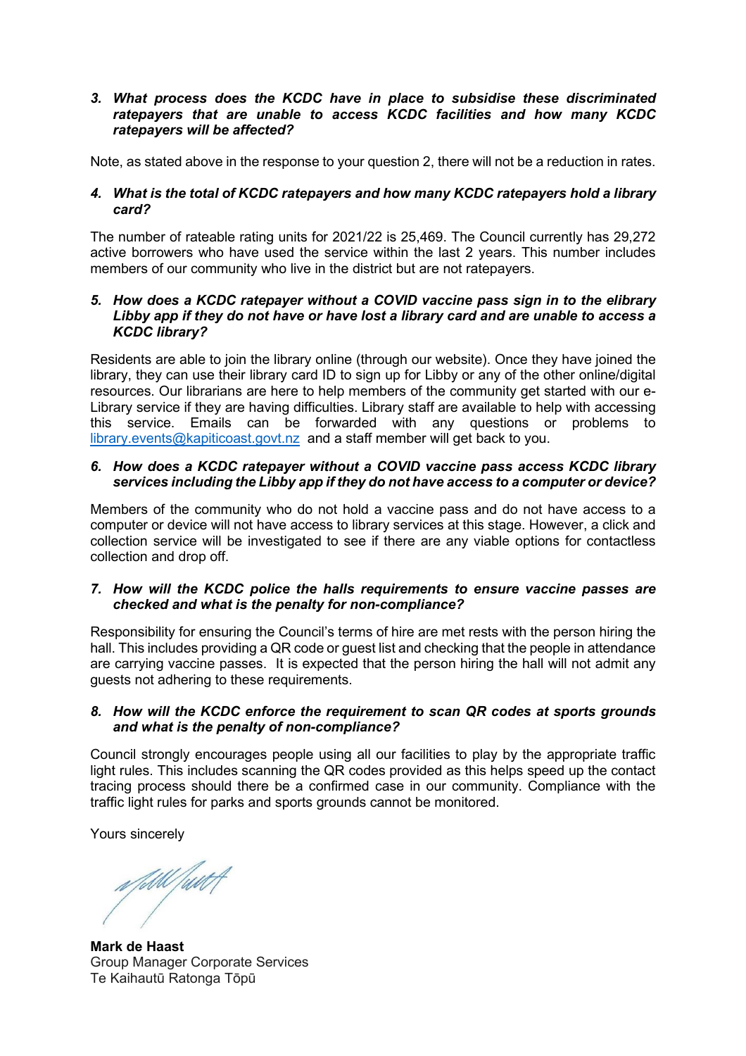***3. What process does the KCDC have in place to subsidise these discriminated ratepayers that are unable to access KCDC facilities and how many KCDC ratepayers will be affected?***

Note, as stated above in the response to your question 2, there will not be a reduction in rates.

***4. What is the total of KCDC ratepayers and how many KCDC ratepayers hold a library card?***

The number of rateable rating units for 2021/22 is 25,469. The Council currently has 29,272 active borrowers who have used the service within the last 2 years. This number includes members of our community who live in the district but are not ratepayers.

***5. How does a KCDC ratepayer without a COVID vaccine pass sign in to the elibrary Libby app if they do not have or have lost a library card and are unable to access a KCDC library?***

Residents are able to join the library online (through our website). Once they have joined the library, they can use their library card ID to sign up for Libby or any of the other online/digital resources. Our librarians are here to help members of the community get started with our e-Library service if they are having difficulties. Library staff are available to help with accessing this service. Emails can be forwarded with any questions or problems to library.events@kapiticoast.govt.nz and a staff member will get back to you.

***6. How does a KCDC ratepayer without a COVID vaccine pass access KCDC library services including the Libby app if they do not have access to a computer or device?***

Members of the community who do not hold a vaccine pass and do not have access to a computer or device will not have access to library services at this stage. However, a click and collection service will be investigated to see if there are any viable options for contactless collection and drop off.

***7. How will the KCDC police the halls requirements to ensure vaccine passes are checked and what is the penalty for non-compliance?***

Responsibility for ensuring the Council's terms of hire are met rests with the person hiring the hall. This includes providing a QR code or guest list and checking that the people in attendance are carrying vaccine passes. It is expected that the person hiring the hall will not admit any guests not adhering to these requirements.

***8. How will the KCDC enforce the requirement to scan QR codes at sports grounds and what is the penalty of non-compliance?***

Council strongly encourages people using all our facilities to play by the appropriate traffic light rules. This includes scanning the QR codes provided as this helps speed up the contact tracing process should there be a confirmed case in our community. Compliance with the traffic light rules for parks and sports grounds cannot be monitored.

Yours sincerely

**Mark de Haast**
Group Manager Corporate Services
Te Kaihautū Ratonga Tōpū